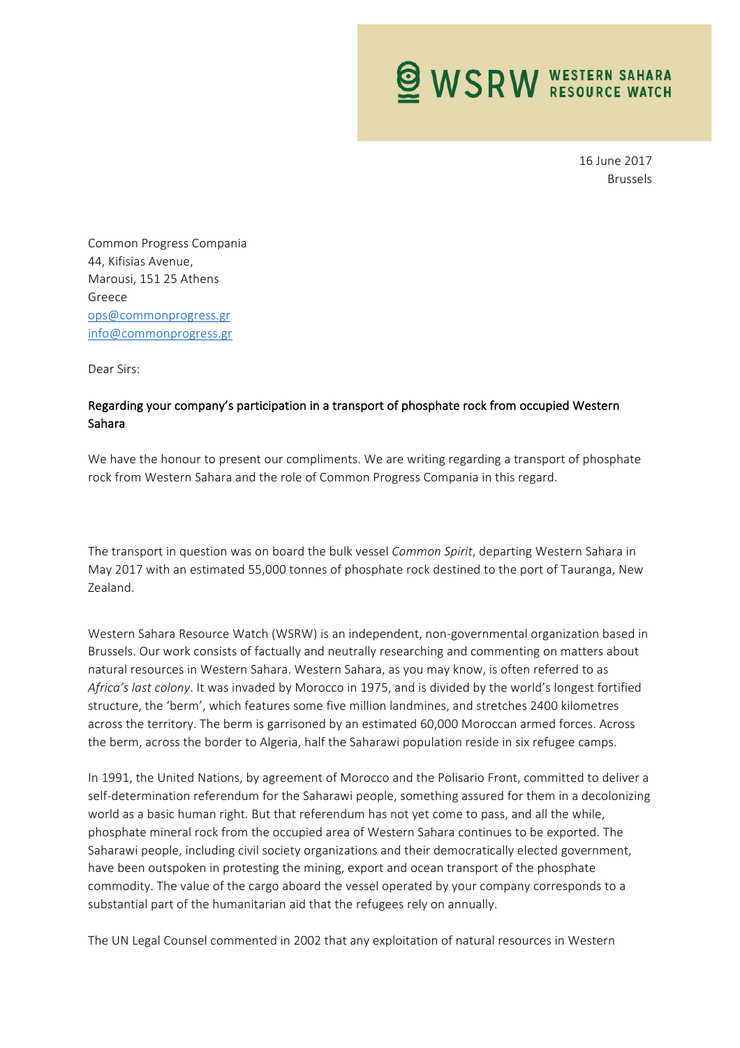WSRW WESTERN SAHARA RESOURCE WATCH

16 June 2017
Brussels

Common Progress Compania
44, Kifisias Avenue,
Marousi, 151 25 Athens
Greece
ops@commonprogress.gr
info@commonprogress.gr

Dear Sirs:

**Regarding your company's participation in a transport of phosphate rock from occupied Western Sahara**

We have the honour to present our compliments. We are writing regarding a transport of phosphate rock from Western Sahara and the role of Common Progress Compania in this regard.

The transport in question was on board the bulk vessel *Common Spirit*, departing Western Sahara in May 2017 with an estimated 55,000 tonnes of phosphate rock destined to the port of Tauranga, New Zealand.

Western Sahara Resource Watch (WSRW) is an independent, non-governmental organization based in Brussels. Our work consists of factually and neutrally researching and commenting on matters about natural resources in Western Sahara. Western Sahara, as you may know, is often referred to as *Africa's last colony*. It was invaded by Morocco in 1975, and is divided by the world's longest fortified structure, the 'berm', which features some five million landmines, and stretches 2400 kilometres across the territory. The berm is garrisoned by an estimated 60,000 Moroccan armed forces. Across the berm, across the border to Algeria, half the Saharawi population reside in six refugee camps.

In 1991, the United Nations, by agreement of Morocco and the Polisario Front, committed to deliver a self-determination referendum for the Saharawi people, something assured for them in a decolonizing world as a basic human right. But that referendum has not yet come to pass, and all the while, phosphate mineral rock from the occupied area of Western Sahara continues to be exported. The Saharawi people, including civil society organizations and their democratically elected government, have been outspoken in protesting the mining, export and ocean transport of the phosphate commodity. The value of the cargo aboard the vessel operated by your company corresponds to a substantial part of the humanitarian aid that the refugees rely on annually.

The UN Legal Counsel commented in 2002 that any exploitation of natural resources in Western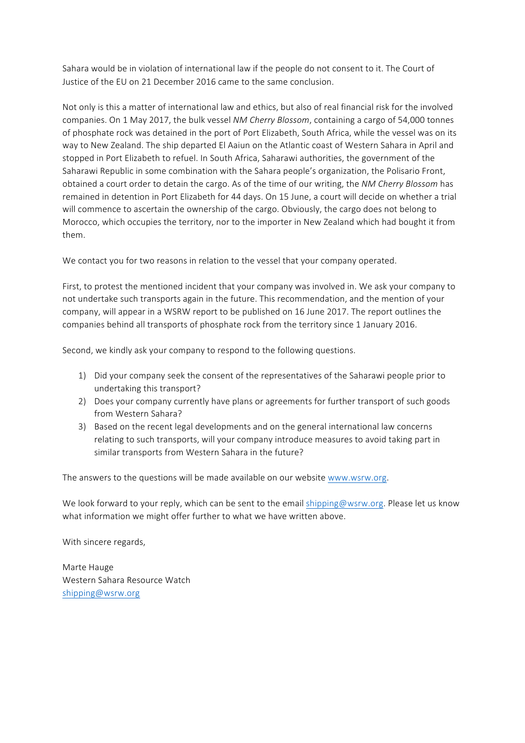Sahara would be in violation of international law if the people do not consent to it. The Court of Justice of the EU on 21 December 2016 came to the same conclusion.

Not only is this a matter of international law and ethics, but also of real financial risk for the involved companies. On 1 May 2017, the bulk vessel *NM Cherry Blossom*, containing a cargo of 54,000 tonnes of phosphate rock was detained in the port of Port Elizabeth, South Africa, while the vessel was on its way to New Zealand. The ship departed El Aaiun on the Atlantic coast of Western Sahara in April and stopped in Port Elizabeth to refuel. In South Africa, Saharawi authorities, the government of the Saharawi Republic in some combination with the Sahara people's organization, the Polisario Front, obtained a court order to detain the cargo. As of the time of our writing, the *NM Cherry Blossom* has remained in detention in Port Elizabeth for 44 days. On 15 June, a court will decide on whether a trial will commence to ascertain the ownership of the cargo. Obviously, the cargo does not belong to Morocco, which occupies the territory, nor to the importer in New Zealand which had bought it from them.

We contact you for two reasons in relation to the vessel that your company operated.

First, to protest the mentioned incident that your company was involved in. We ask your company to not undertake such transports again in the future. This recommendation, and the mention of your company, will appear in a WSRW report to be published on 16 June 2017. The report outlines the companies behind all transports of phosphate rock from the territory since 1 January 2016.

Second, we kindly ask your company to respond to the following questions.

1) Did your company seek the consent of the representatives of the Saharawi people prior to undertaking this transport?
2) Does your company currently have plans or agreements for further transport of such goods from Western Sahara?
3) Based on the recent legal developments and on the general international law concerns relating to such transports, will your company introduce measures to avoid taking part in similar transports from Western Sahara in the future?

The answers to the questions will be made available on our website www.wsrw.org.

We look forward to your reply, which can be sent to the email shipping@wsrw.org. Please let us know what information we might offer further to what we have written above.

With sincere regards,

Marte Hauge
Western Sahara Resource Watch
shipping@wsrw.org